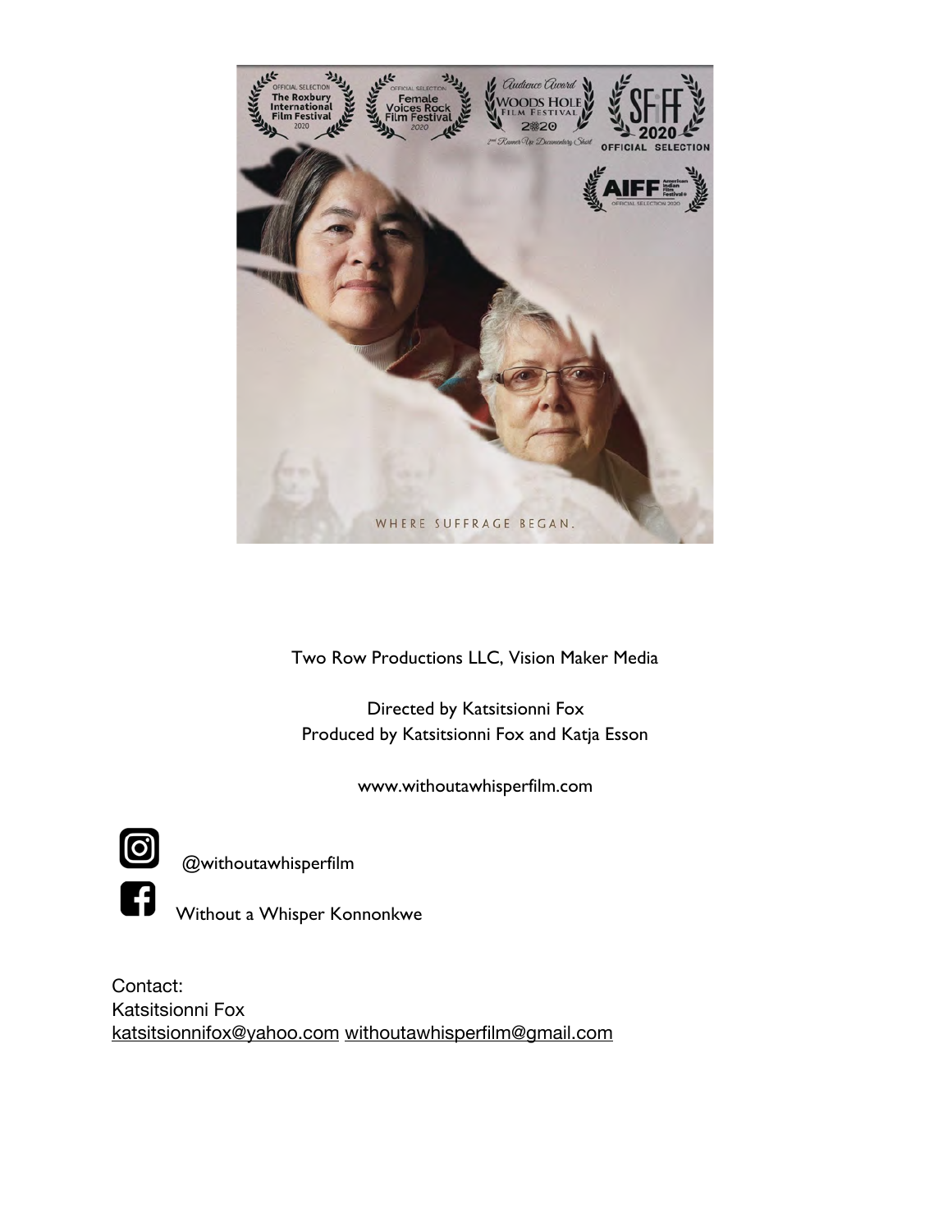Two Row Productions LLC, Vision Maker Media

Directed by Katsitsionni Fox
Produced by Katsitsionni Fox and Katja Esson

www.withoutawhisperfilm.com

@withoutawhisperfilm

Without a Whisper Konnonkwe

Contact:
Katsitsionni Fox
katsitsionnifox@yahoo.com withoutawhisperfilm@gmail.com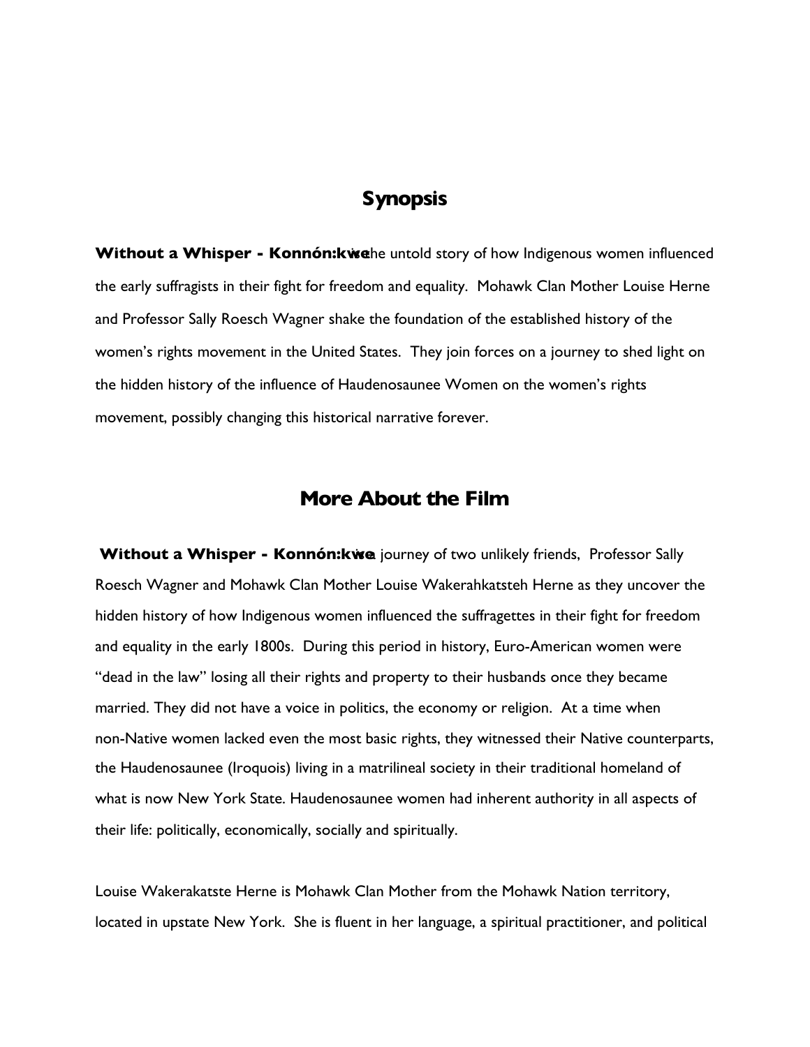## Synopsis

**Without a Whisper - Konnón:kwe** is the untold story of how Indigenous women influenced the early suffragists in their fight for freedom and equality. Mohawk Clan Mother Louise Herne and Professor Sally Roesch Wagner shake the foundation of the established history of the women's rights movement in the United States. They join forces on a journey to shed light on the hidden history of the influence of Haudenosaunee Women on the women's rights movement, possibly changing this historical narrative forever.

## More About the Film

**Without a Whisper - Konnón:kwe** is a journey of two unlikely friends, Professor Sally Roesch Wagner and Mohawk Clan Mother Louise Wakerahkatsteh Herne as they uncover the hidden history of how Indigenous women influenced the suffragettes in their fight for freedom and equality in the early 1800s. During this period in history, Euro-American women were "dead in the law" losing all their rights and property to their husbands once they became married. They did not have a voice in politics, the economy or religion. At a time when non-Native women lacked even the most basic rights, they witnessed their Native counterparts, the Haudenosaunee (Iroquois) living in a matrilineal society in their traditional homeland of what is now New York State. Haudenosaunee women had inherent authority in all aspects of their life: politically, economically, socially and spiritually.

Louise Wakerakatste Herne is Mohawk Clan Mother from the Mohawk Nation territory, located in upstate New York. She is fluent in her language, a spiritual practitioner, and political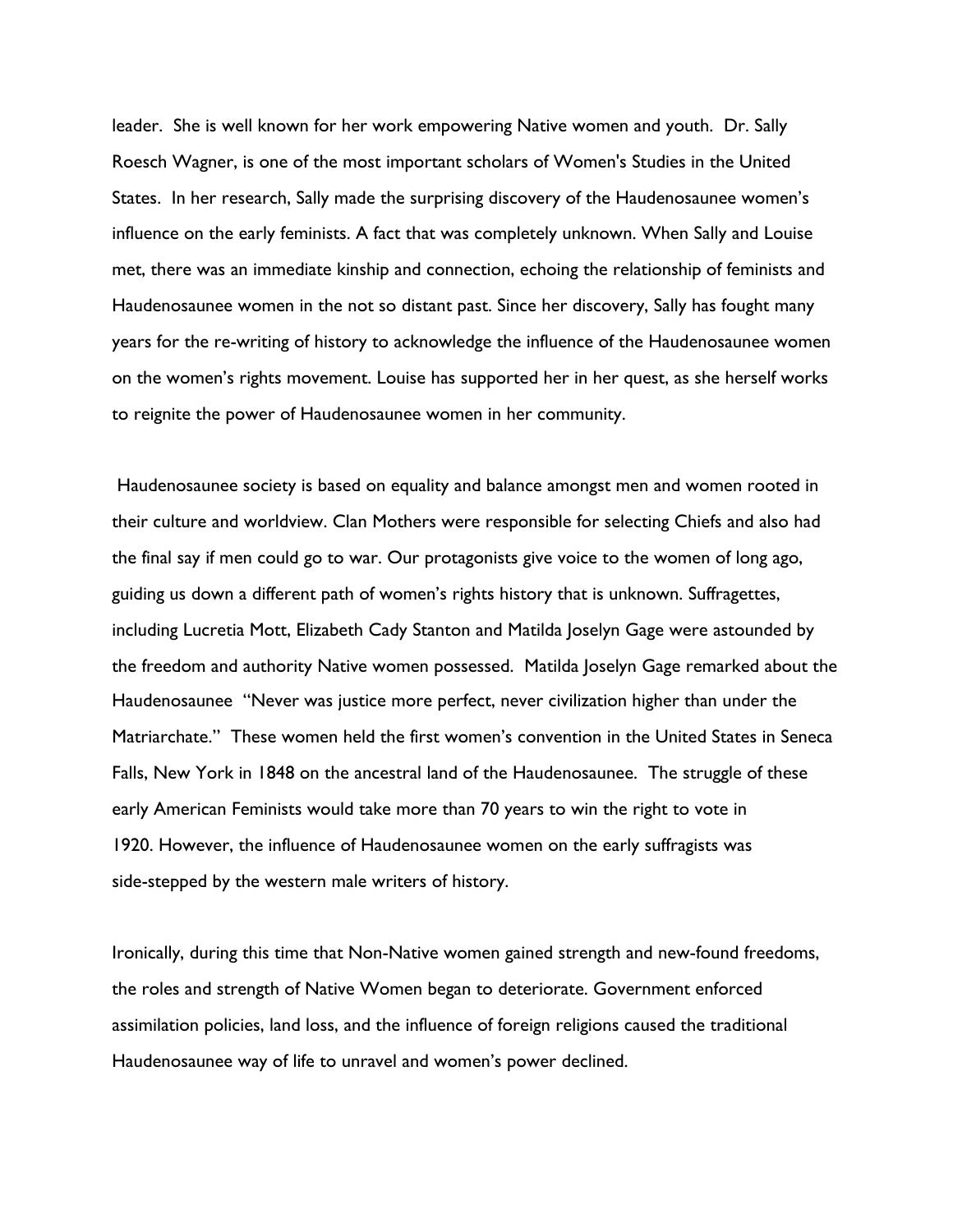leader. She is well known for her work empowering Native women and youth. Dr. Sally Roesch Wagner, is one of the most important scholars of Women's Studies in the United States. In her research, Sally made the surprising discovery of the Haudenosaunee women's influence on the early feminists. A fact that was completely unknown. When Sally and Louise met, there was an immediate kinship and connection, echoing the relationship of feminists and Haudenosaunee women in the not so distant past. Since her discovery, Sally has fought many years for the re-writing of history to acknowledge the influence of the Haudenosaunee women on the women's rights movement. Louise has supported her in her quest, as she herself works to reignite the power of Haudenosaunee women in her community.

Haudenosaunee society is based on equality and balance amongst men and women rooted in their culture and worldview. Clan Mothers were responsible for selecting Chiefs and also had the final say if men could go to war. Our protagonists give voice to the women of long ago, guiding us down a different path of women's rights history that is unknown. Suffragettes, including Lucretia Mott, Elizabeth Cady Stanton and Matilda Joselyn Gage were astounded by the freedom and authority Native women possessed. Matilda Joselyn Gage remarked about the Haudenosaunee "Never was justice more perfect, never civilization higher than under the Matriarchate." These women held the first women's convention in the United States in Seneca Falls, New York in 1848 on the ancestral land of the Haudenosaunee. The struggle of these early American Feminists would take more than 70 years to win the right to vote in 1920. However, the influence of Haudenosaunee women on the early suffragists was side-stepped by the western male writers of history.

Ironically, during this time that Non-Native women gained strength and new-found freedoms, the roles and strength of Native Women began to deteriorate. Government enforced assimilation policies, land loss, and the influence of foreign religions caused the traditional Haudenosaunee way of life to unravel and women's power declined.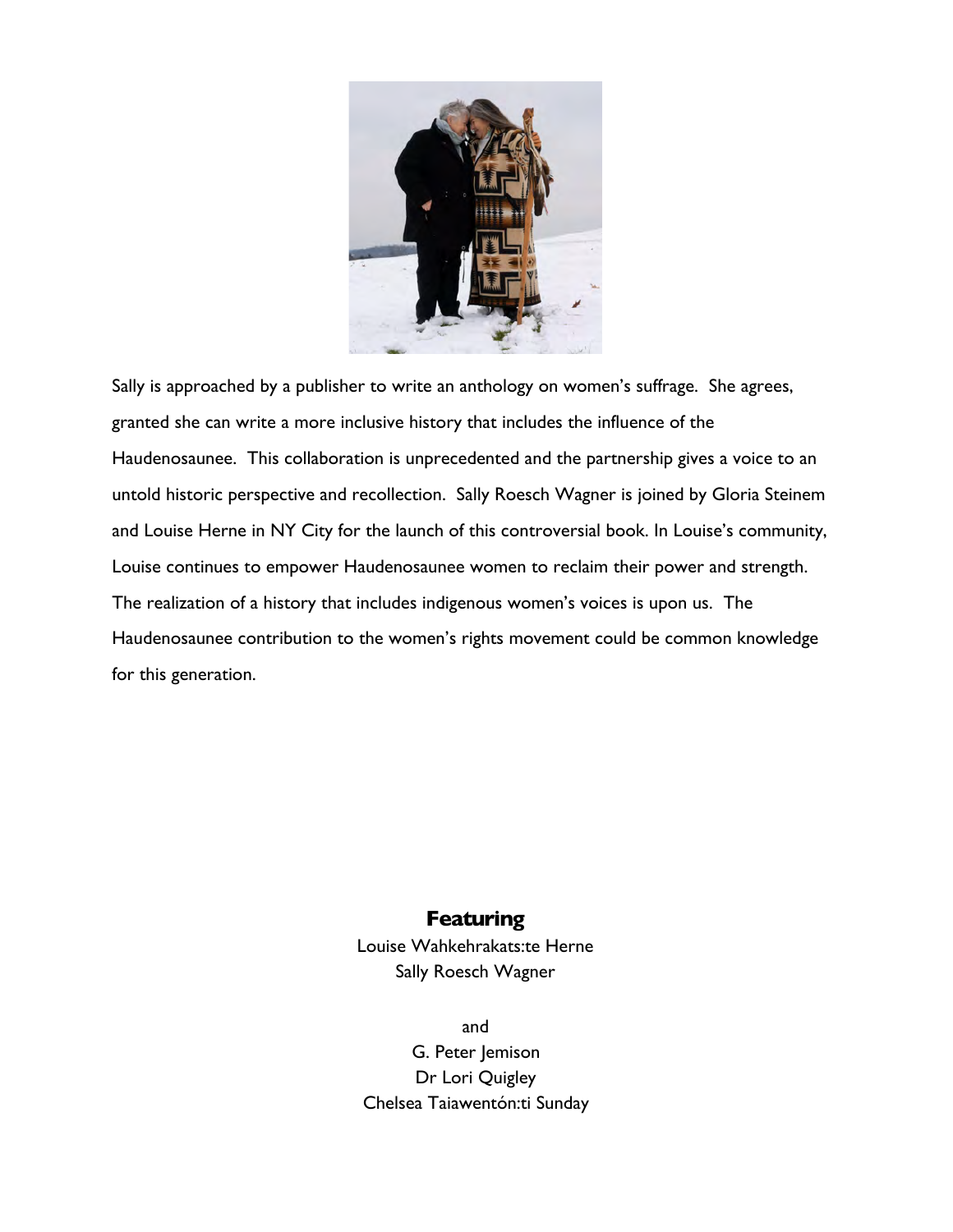Sally is approached by a publisher to write an anthology on women's suffrage. She agrees, granted she can write a more inclusive history that includes the influence of the Haudenosaunee. This collaboration is unprecedented and the partnership gives a voice to an untold historic perspective and recollection. Sally Roesch Wagner is joined by Gloria Steinem and Louise Herne in NY City for the launch of this controversial book. In Louise's community, Louise continues to empower Haudenosaunee women to reclaim their power and strength. The realization of a history that includes indigenous women's voices is upon us. The Haudenosaunee contribution to the women's rights movement could be common knowledge for this generation.

**Featuring**

Louise Wahkehrakats:te Herne
Sally Roesch Wagner

and

G. Peter Jemison
Dr Lori Quigley
Chelsea Taiawentón:ti Sunday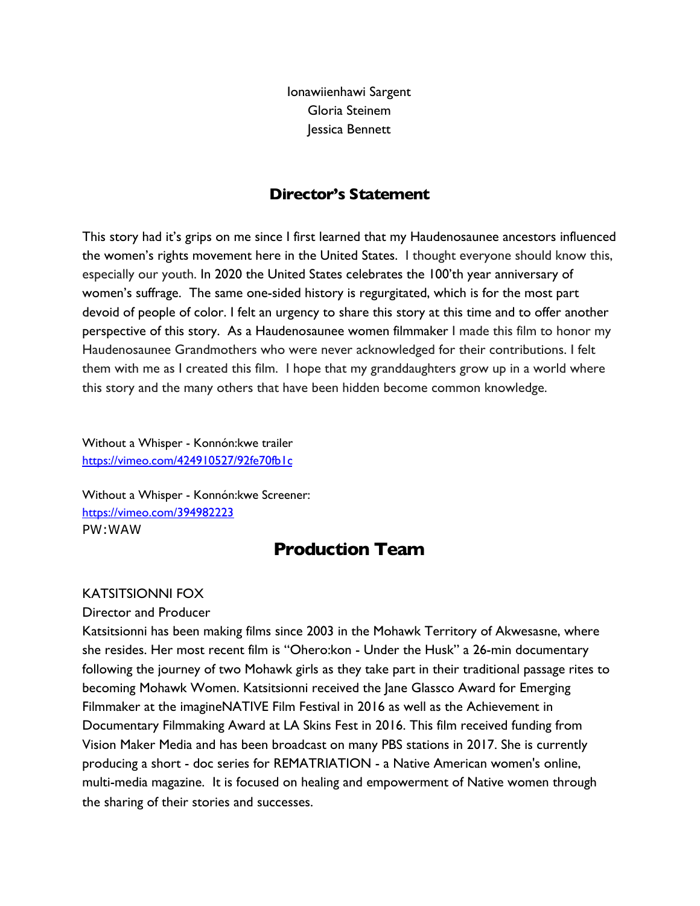Ionawiienhawi Sargent
Gloria Steinem
Jessica Bennett

## Director's Statement

This story had it's grips on me since I first learned that my Haudenosaunee ancestors influenced the women's rights movement here in the United States. I thought everyone should know this, especially our youth. In 2020 the United States celebrates the 100'th year anniversary of women's suffrage. The same one-sided history is regurgitated, which is for the most part devoid of people of color. I felt an urgency to share this story at this time and to offer another perspective of this story. As a Haudenosaunee women filmmaker I made this film to honor my Haudenosaunee Grandmothers who were never acknowledged for their contributions. I felt them with me as I created this film. I hope that my granddaughters grow up in a world where this story and the many others that have been hidden become common knowledge.

Without a Whisper - Konnón:kwe trailer
https://vimeo.com/424910527/92fe70fb1c

Without a Whisper - Konnón:kwe Screener:
https://vimeo.com/394982223
PW:WAW

# Production Team

KATSITSIONNI FOX
Director and Producer
Katsitsionni has been making films since 2003 in the Mohawk Territory of Akwesasne, where she resides. Her most recent film is "Ohero:kon - Under the Husk" a 26-min documentary following the journey of two Mohawk girls as they take part in their traditional passage rites to becoming Mohawk Women. Katsitsionni received the Jane Glassco Award for Emerging Filmmaker at the imagineNATIVE Film Festival in 2016 as well as the Achievement in Documentary Filmmaking Award at LA Skins Fest in 2016. This film received funding from Vision Maker Media and has been broadcast on many PBS stations in 2017. She is currently producing a short - doc series for REMATRIATION - a Native American women's online, multi-media magazine. It is focused on healing and empowerment of Native women through the sharing of their stories and successes.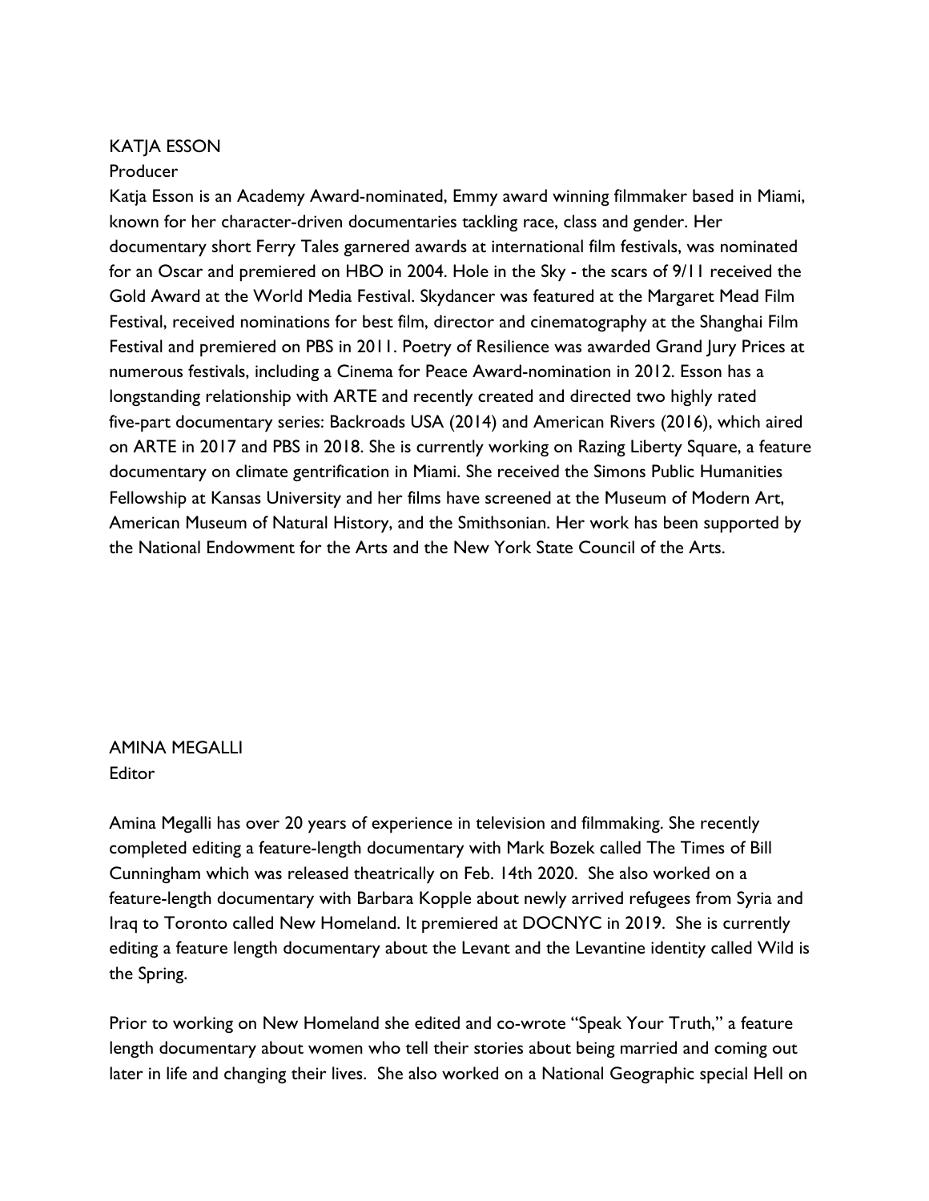## KATJA ESSON

Producer

Katja Esson is an Academy Award-nominated, Emmy award winning filmmaker based in Miami, known for her character-driven documentaries tackling race, class and gender. Her documentary short Ferry Tales garnered awards at international film festivals, was nominated for an Oscar and premiered on HBO in 2004. Hole in the Sky - the scars of 9/11 received the Gold Award at the World Media Festival. Skydancer was featured at the Margaret Mead Film Festival, received nominations for best film, director and cinematography at the Shanghai Film Festival and premiered on PBS in 2011. Poetry of Resilience was awarded Grand Jury Prices at numerous festivals, including a Cinema for Peace Award-nomination in 2012. Esson has a longstanding relationship with ARTE and recently created and directed two highly rated five-part documentary series: Backroads USA (2014) and American Rivers (2016), which aired on ARTE in 2017 and PBS in 2018. She is currently working on Razing Liberty Square, a feature documentary on climate gentrification in Miami. She received the Simons Public Humanities Fellowship at Kansas University and her films have screened at the Museum of Modern Art, American Museum of Natural History, and the Smithsonian. Her work has been supported by the National Endowment for the Arts and the New York State Council of the Arts.

## AMINA MEGALLI

Editor

Amina Megalli has over 20 years of experience in television and filmmaking. She recently completed editing a feature-length documentary with Mark Bozek called The Times of Bill Cunningham which was released theatrically on Feb. 14th 2020. She also worked on a feature-length documentary with Barbara Kopple about newly arrived refugees from Syria and Iraq to Toronto called New Homeland. It premiered at DOCNYC in 2019. She is currently editing a feature length documentary about the Levant and the Levantine identity called Wild is the Spring.

Prior to working on New Homeland she edited and co-wrote "Speak Your Truth," a feature length documentary about women who tell their stories about being married and coming out later in life and changing their lives. She also worked on a National Geographic special Hell on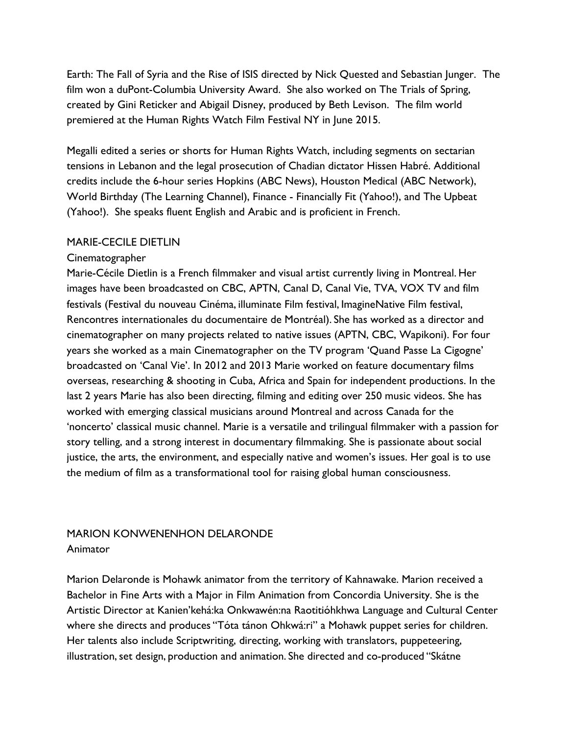Earth: The Fall of Syria and the Rise of ISIS directed by Nick Quested and Sebastian Junger. The film won a duPont-Columbia University Award. She also worked on The Trials of Spring, created by Gini Reticker and Abigail Disney, produced by Beth Levison. The film world premiered at the Human Rights Watch Film Festival NY in June 2015.

Megalli edited a series or shorts for Human Rights Watch, including segments on sectarian tensions in Lebanon and the legal prosecution of Chadian dictator Hissen Habré. Additional credits include the 6-hour series Hopkins (ABC News), Houston Medical (ABC Network), World Birthday (The Learning Channel), Finance - Financially Fit (Yahoo!), and The Upbeat (Yahoo!). She speaks fluent English and Arabic and is proficient in French.

MARIE-CECILE DIETLIN

Cinematographer

Marie-Cécile Dietlin is a French filmmaker and visual artist currently living in Montreal. Her images have been broadcasted on CBC, APTN, Canal D, Canal Vie, TVA, VOX TV and film festivals (Festival du nouveau Cinéma, illuminate Film festival, ImagineNative Film festival, Rencontres internationales du documentaire de Montréal). She has worked as a director and cinematographer on many projects related to native issues (APTN, CBC, Wapikoni). For four years she worked as a main Cinematographer on the TV program 'Quand Passe La Cigogne' broadcasted on 'Canal Vie'. In 2012 and 2013 Marie worked on feature documentary films overseas, researching & shooting in Cuba, Africa and Spain for independent productions. In the last 2 years Marie has also been directing, filming and editing over 250 music videos. She has worked with emerging classical musicians around Montreal and across Canada for the 'noncerto' classical music channel. Marie is a versatile and trilingual filmmaker with a passion for story telling, and a strong interest in documentary filmmaking. She is passionate about social justice, the arts, the environment, and especially native and women's issues. Her goal is to use the medium of film as a transformational tool for raising global human consciousness.

MARION KONWENENHON DELARONDE

Animator

Marion Delaronde is Mohawk animator from the territory of Kahnawake. Marion received a Bachelor in Fine Arts with a Major in Film Animation from Concordia University. She is the Artistic Director at Kanien'kehá:ka Onkwawén:na Raotitióhkhwa Language and Cultural Center where she directs and produces "Tóta tánon Ohkwá:ri" a Mohawk puppet series for children. Her talents also include Scriptwriting, directing, working with translators, puppeteering, illustration, set design, production and animation. She directed and co-produced "Skátne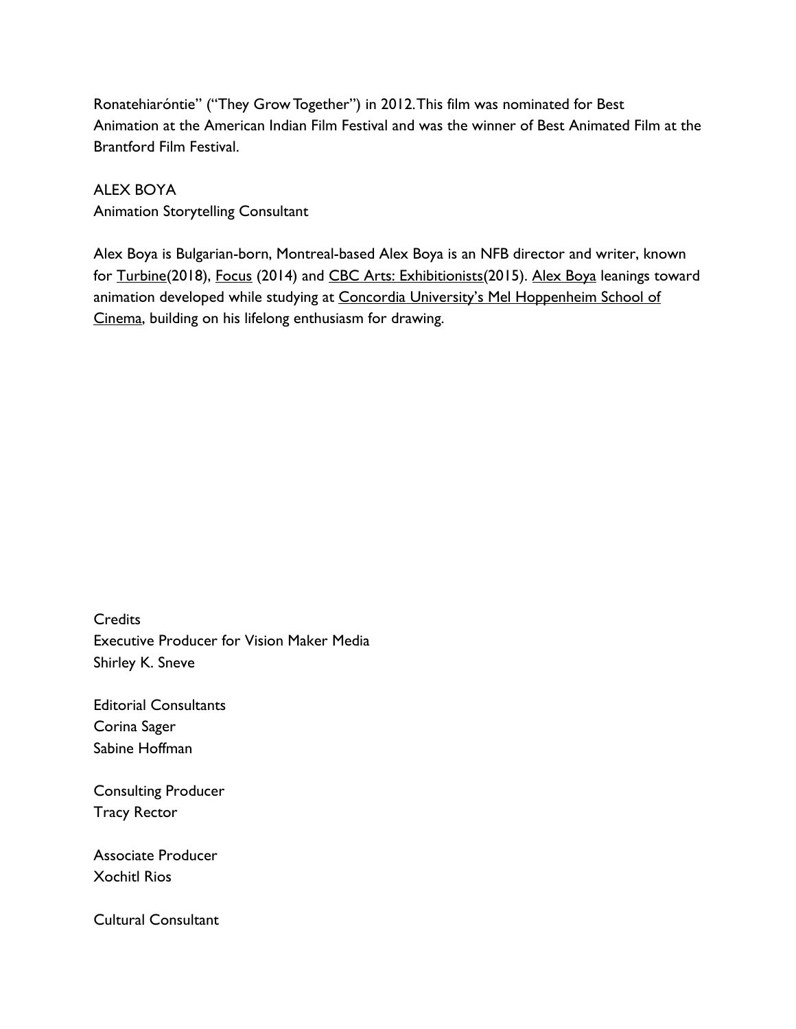Ronatehiarón​tie" ("They Grow Together") in 2012. This film was nominated for Best Animation at the American Indian Film Festival and was the winner of Best Animated Film at the Brantford Film Festival.

ALEX BOYA
Animation Storytelling Consultant

Alex Boya is Bulgarian-born, Montreal-based Alex Boya is an NFB director and writer, known for Turbine(2018), Focus (2014) and CBC Arts: Exhibitionists(2015). Alex Boya leanings toward animation developed while studying at Concordia University's Mel Hoppenheim School of Cinema, building on his lifelong enthusiasm for drawing.

Credits
Executive Producer for Vision Maker Media
Shirley K. Sneve

Editorial Consultants
Corina Sager
Sabine Hoffman

Consulting Producer
Tracy Rector

Associate Producer
Xochitl Rios

Cultural Consultant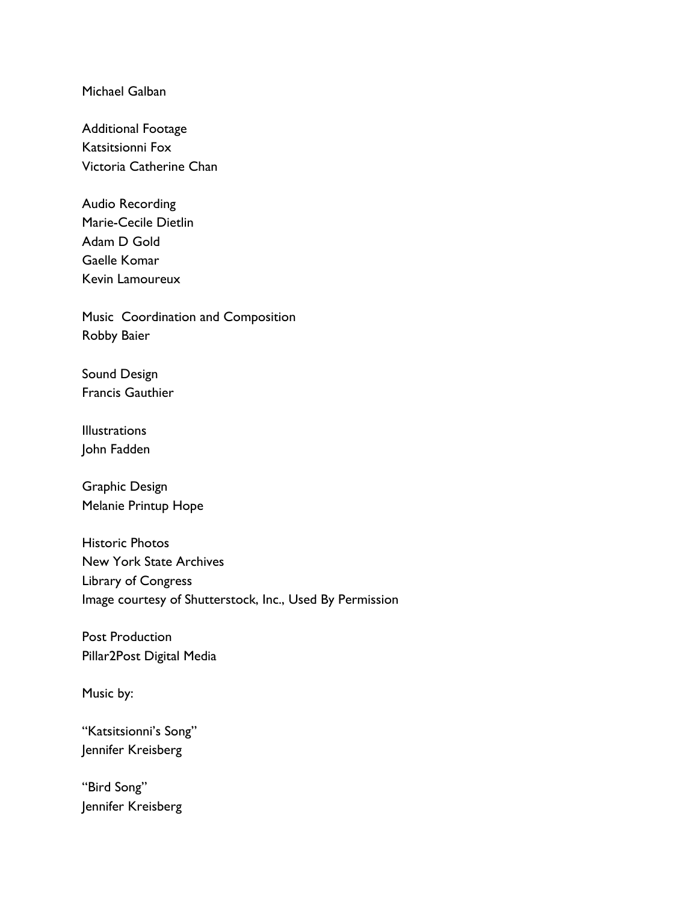Michael Galban

Additional Footage
Katsitsionni Fox
Victoria Catherine Chan

Audio Recording
Marie-Cecile Dietlin
Adam D Gold
Gaelle Komar
Kevin Lamoureux

Music Coordination and Composition
Robby Baier

Sound Design
Francis Gauthier

Illustrations
John Fadden

Graphic Design
Melanie Printup Hope

Historic Photos
New York State Archives
Library of Congress
Image courtesy of Shutterstock, Inc., Used By Permission

Post Production
Pillar2Post Digital Media

Music by:

"Katsitsionni's Song"
Jennifer Kreisberg

"Bird Song"
Jennifer Kreisberg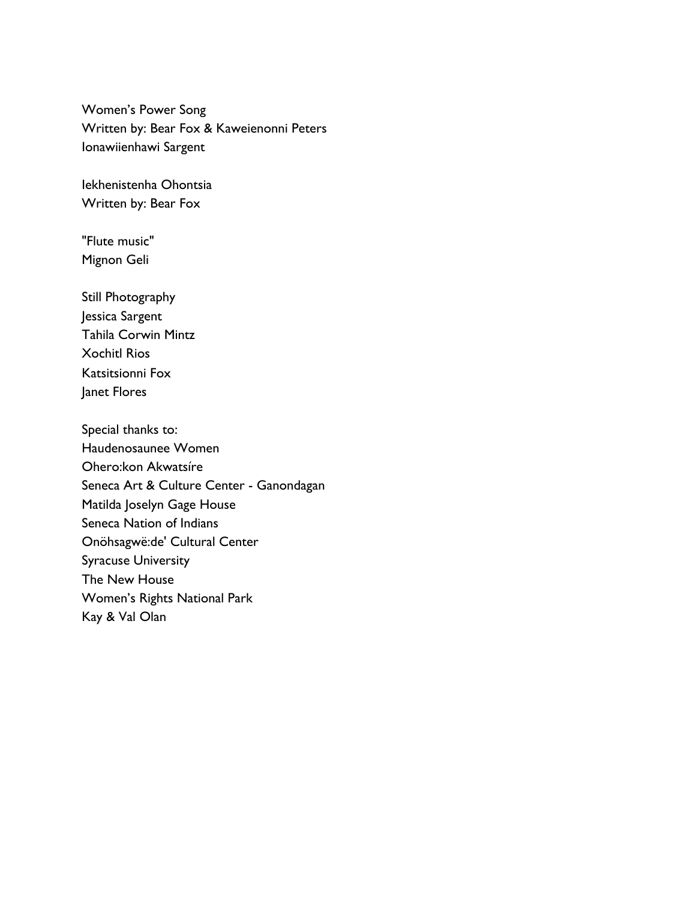Women’s Power Song
Written by: Bear Fox & Kaweienonni Peters
Ionawiienhawi Sargent

Iekhenistenha Ohontsia
Written by: Bear Fox

"Flute music"
Mignon Geli

Still Photography
Jessica Sargent
Tahila Corwin Mintz
Xochitl Rios
Katsitsionni Fox
Janet Flores

Special thanks to:
Haudenosaunee Women
Ohero:kon Akwatsíre
Seneca Art & Culture Center - Ganondagan
Matilda Joselyn Gage House
Seneca Nation of Indians
Onöhsagwë:de' Cultural Center
Syracuse University
The New House
Women’s Rights National Park
Kay & Val Olan